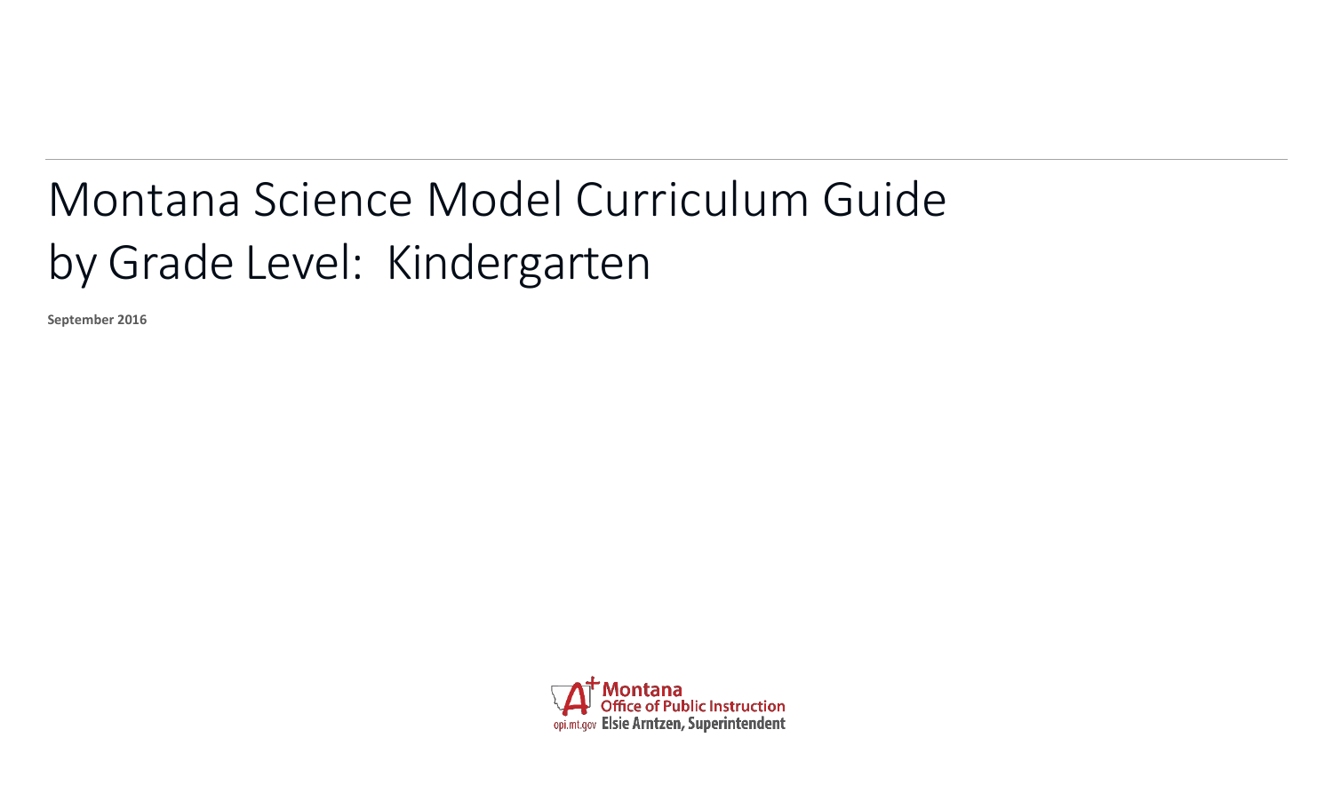# Montana Science Model Curriculum Guide by Grade Level: Kindergarten

**September 2016**

Montana Office of Public Instruction
opi.mt.gov Elsie Arntzen, Superintendent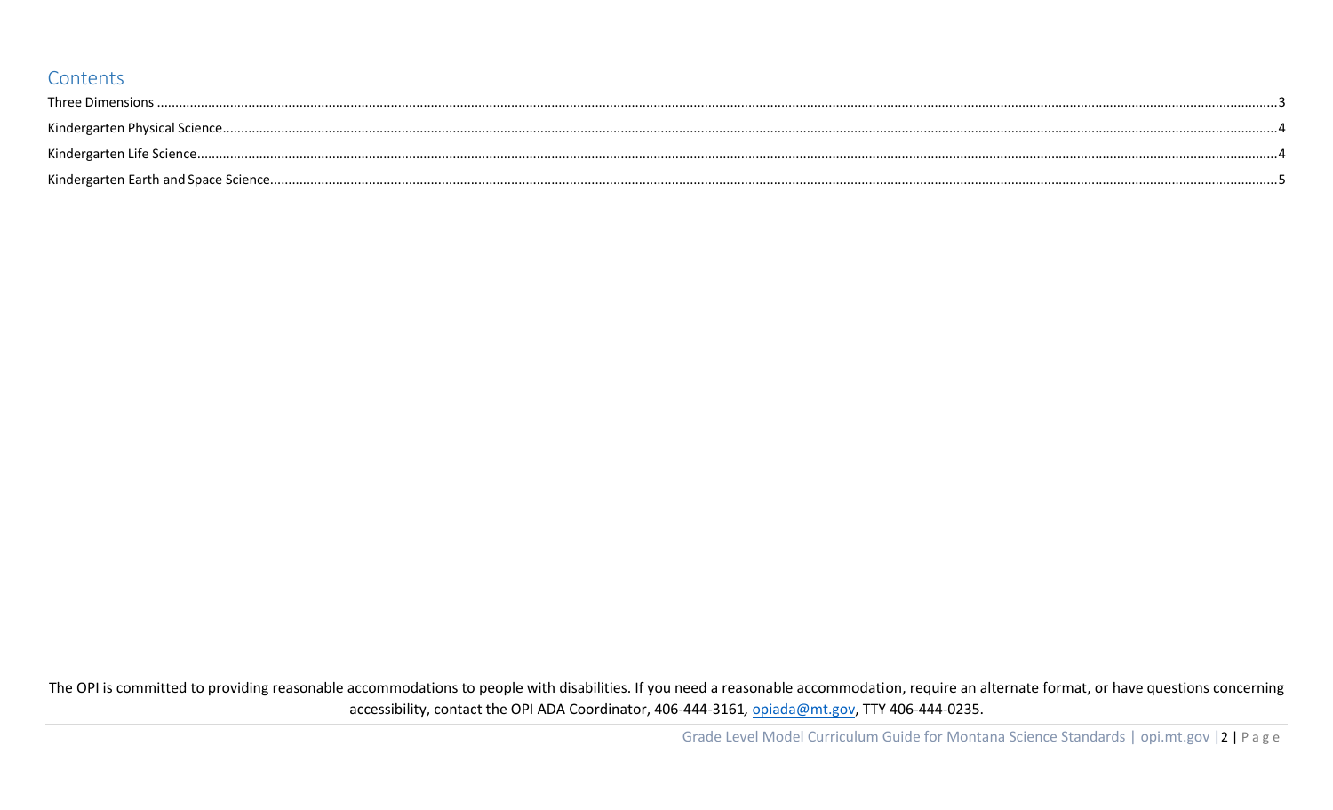## Contents

Three Dimensions .......... 3

Kindergarten Physical Science .......... 4

Kindergarten Life Science .......... 4

Kindergarten Earth and Space Science .......... 5

The OPI is committed to providing reasonable accommodations to people with disabilities. If you need a reasonable accommodation, require an alternate format, or have questions concerning accessibility, contact the OPI ADA Coordinator, 406-444-3161, opiada@mt.gov, TTY 406-444-0235.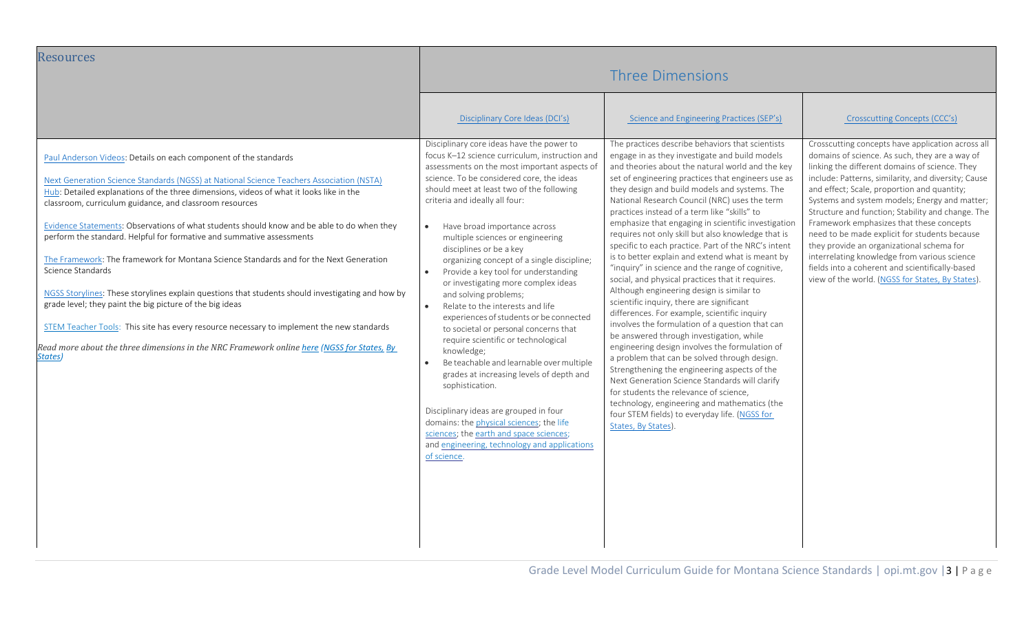| Resources | Three Dimensions | | |
|---|---|---|---|
| | Disciplinary Core Ideas (DCI's) | Science and Engineering Practices (SEP's) | Crosscutting Concepts (CCC's) |
| Paul Anderson Videos: Details on each component of the standards<br><br>Next Generation Science Standards (NGSS) at National Science Teachers Association (NSTA) Hub: Detailed explanations of the three dimensions, videos of what it looks like in the classroom, curriculum guidance, and classroom resources<br><br>Evidence Statements: Observations of what students should know and be able to do when they perform the standard. Helpful for formative and summative assessments<br><br>The Framework: The framework for Montana Science Standards and for the Next Generation Science Standards<br><br>NGSS Storylines: These storylines explain questions that students should investigating and how by grade level; they paint the big picture of the big ideas<br><br>STEM Teacher Tools: This site has every resource necessary to implement the new standards<br><br>*Read more about the three dimensions in the NRC Framework online **here** **(NGSS for States, By States)*** | Disciplinary core ideas have the power to focus K–12 science curriculum, instruction and assessments on the most important aspects of science. To be considered core, the ideas should meet at least two of the following criteria and ideally all four:<br><br>• Have broad importance across multiple sciences or engineering disciplines or be a key organizing concept of a single discipline;<br>• Provide a key tool for understanding or investigating more complex ideas and solving problems;<br>• Relate to the interests and life experiences of students or be connected to societal or personal concerns that require scientific or technological knowledge;<br>• Be teachable and learnable over multiple grades at increasing levels of depth and sophistication.<br><br>Disciplinary ideas are grouped in four domains: the physical sciences; the life sciences; the earth and space sciences; and engineering, technology and applications of science. | The practices describe behaviors that scientists engage in as they investigate and build models and theories about the natural world and the key set of engineering practices that engineers use as they design and build models and systems. The National Research Council (NRC) uses the term practices instead of a term like "skills" to emphasize that engaging in scientific investigation requires not only skill but also knowledge that is specific to each practice. Part of the NRC's intent is to better explain and extend what is meant by "inquiry" in science and the range of cognitive, social, and physical practices that it requires. Although engineering design is similar to scientific inquiry, there are significant differences. For example, scientific inquiry involves the formulation of a question that can be answered through investigation, while engineering design involves the formulation of a problem that can be solved through design. Strengthening the engineering aspects of the Next Generation Science Standards will clarify for students the relevance of science, technology, engineering and mathematics (the four STEM fields) to everyday life. (NGSS for States, By States). | Crosscutting concepts have application across all domains of science. As such, they are a way of linking the different domains of science. They include: Patterns, similarity, and diversity; Cause and effect; Scale, proportion and quantity; Systems and system models; Energy and matter; Structure and function; Stability and change. The Framework emphasizes that these concepts need to be made explicit for students because they provide an organizational schema for interrelating knowledge from various science fields into a coherent and scientifically-based view of the world. (NGSS for States, By States). |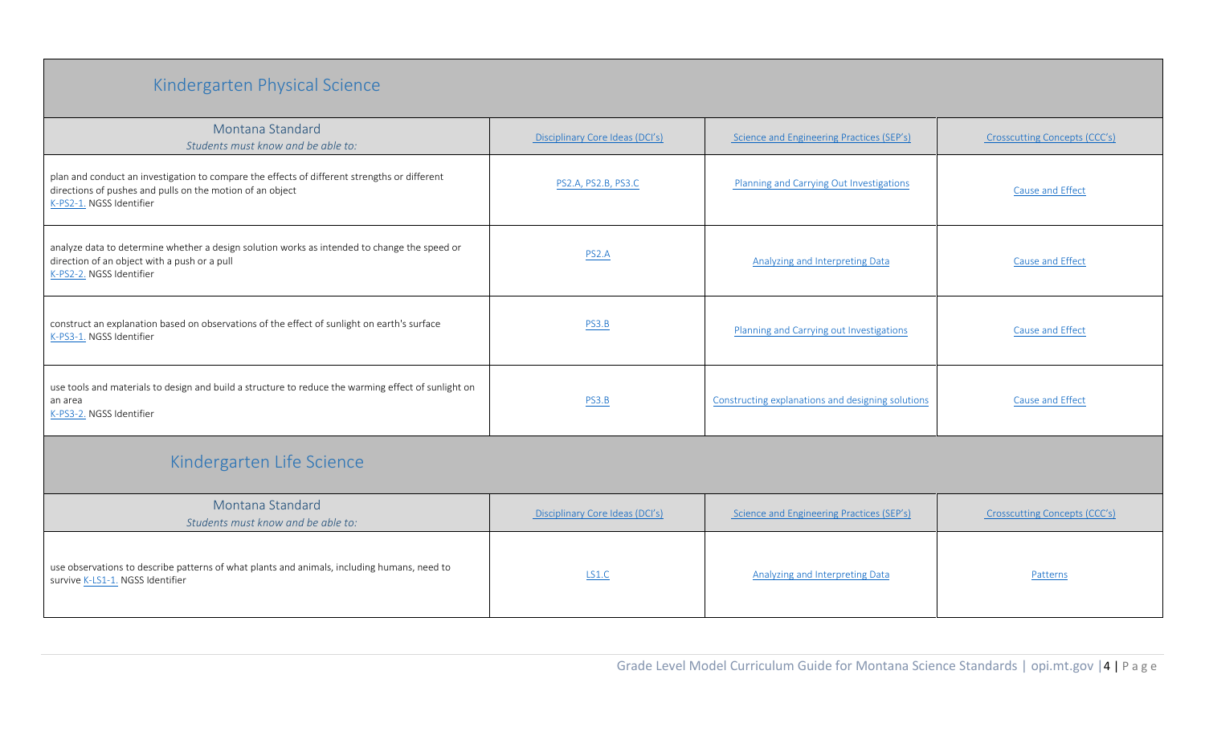## Kindergarten Physical Science

| Montana Standard<br>*Students must know and be able to:* | Disciplinary Core Ideas (DCI's) | Science and Engineering Practices (SEP's) | Crosscutting Concepts (CCC's) |
|---|---|---|---|
| plan and conduct an investigation to compare the effects of different strengths or different directions of pushes and pulls on the motion of an object<br>K-PS2-1. NGSS Identifier | PS2.A, PS2.B, PS3.C | Planning and Carrying Out Investigations | Cause and Effect |
| analyze data to determine whether a design solution works as intended to change the speed or direction of an object with a push or a pull<br>K-PS2-2. NGSS Identifier | PS2.A | Analyzing and Interpreting Data | Cause and Effect |
| construct an explanation based on observations of the effect of sunlight on earth's surface<br>K-PS3-1. NGSS Identifier | PS3.B | Planning and Carrying out Investigations | Cause and Effect |
| use tools and materials to design and build a structure to reduce the warming effect of sunlight on an area<br>K-PS3-2. NGSS Identifier | PS3.B | Constructing explanations and designing solutions | Cause and Effect |

## Kindergarten Life Science

| Montana Standard<br>*Students must know and be able to:* | Disciplinary Core Ideas (DCI's) | Science and Engineering Practices (SEP's) | Crosscutting Concepts (CCC's) |
|---|---|---|---|
| use observations to describe patterns of what plants and animals, including humans, need to survive K-LS1-1. NGSS Identifier | LS1.C | Analyzing and Interpreting Data | Patterns |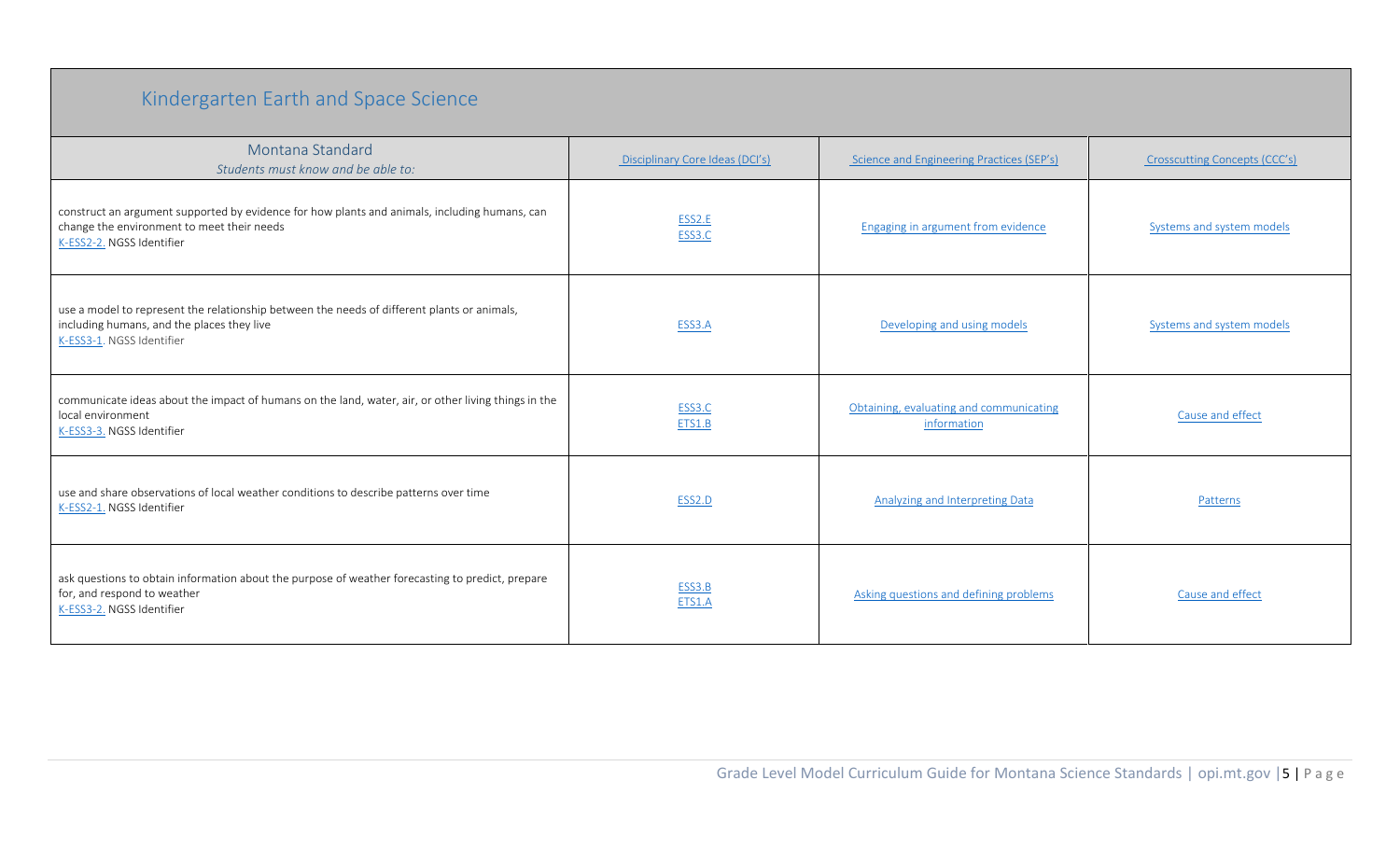## Kindergarten Earth and Space Science

| Montana Standard<br>*Students must know and be able to:* | Disciplinary Core Ideas (DCI's) | Science and Engineering Practices (SEP's) | Crosscutting Concepts (CCC's) |
|---|---|---|---|
| construct an argument supported by evidence for how plants and animals, including humans, can change the environment to meet their needs<br>K-ESS2-2. NGSS Identifier | ESS2.E<br>ESS3.C | Engaging in argument from evidence | Systems and system models |
| use a model to represent the relationship between the needs of different plants or animals, including humans, and the places they live<br>K-ESS3-1. NGSS Identifier | ESS3.A | Developing and using models | Systems and system models |
| communicate ideas about the impact of humans on the land, water, air, or other living things in the local environment<br>K-ESS3-3. NGSS Identifier | ESS3.C<br>ETS1.B | Obtaining, evaluating and communicating information | Cause and effect |
| use and share observations of local weather conditions to describe patterns over time<br>K-ESS2-1. NGSS Identifier | ESS2.D | Analyzing and Interpreting Data | Patterns |
| ask questions to obtain information about the purpose of weather forecasting to predict, prepare for, and respond to weather<br>K-ESS3-2. NGSS Identifier | ESS3.B<br>ETS1.A | Asking questions and defining problems | Cause and effect |